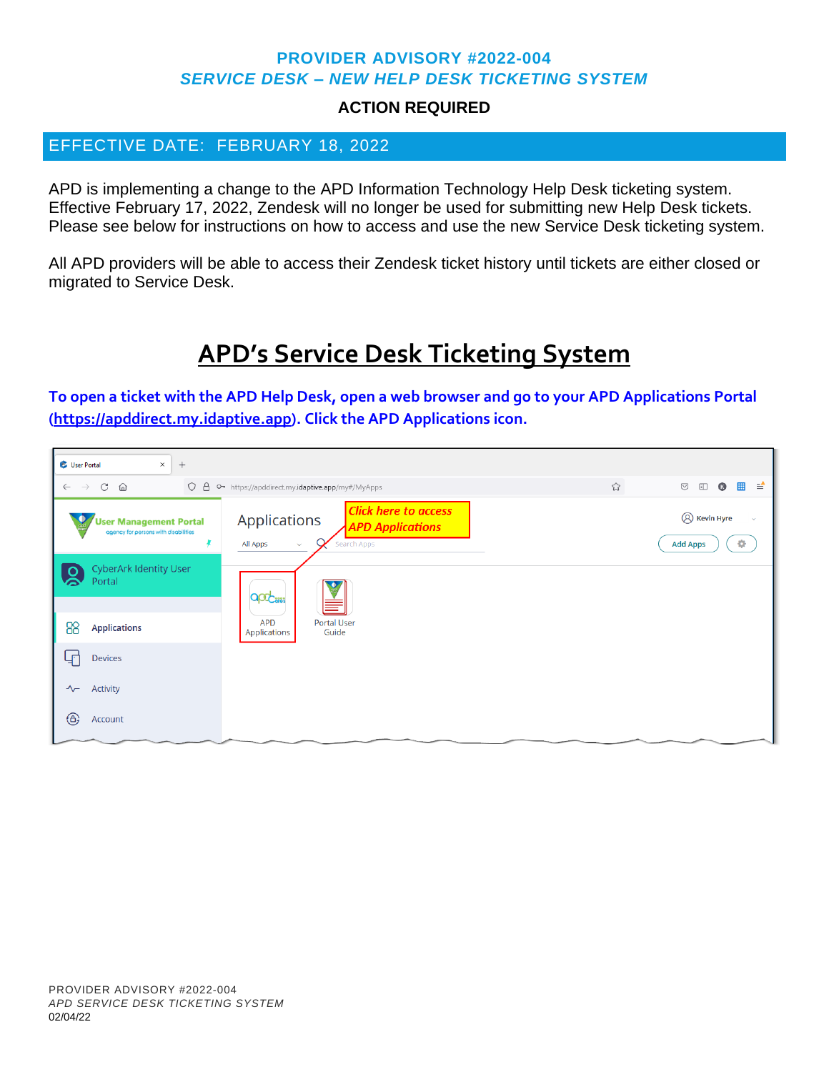# PROVIDER ADVISORY #2022-004

## *SERVICE DESK – NEW HELP DESK TICKETING SYSTEM*

**ACTION REQUIRED**

EFFECTIVE DATE: FEBRUARY 18, 2022

APD is implementing a change to the APD Information Technology Help Desk ticketing system. Effective February 17, 2022, Zendesk will no longer be used for submitting new Help Desk tickets. Please see below for instructions on how to access and use the new Service Desk ticketing system.

All APD providers will be able to access their Zendesk ticket history until tickets are either closed or migrated to Service Desk.

## APD's Service Desk Ticketing System

**To open a ticket with the APD Help Desk, open a web browser and go to your APD Applications Portal (https://apddirect.my.idaptive.app). Click the APD Applications icon.**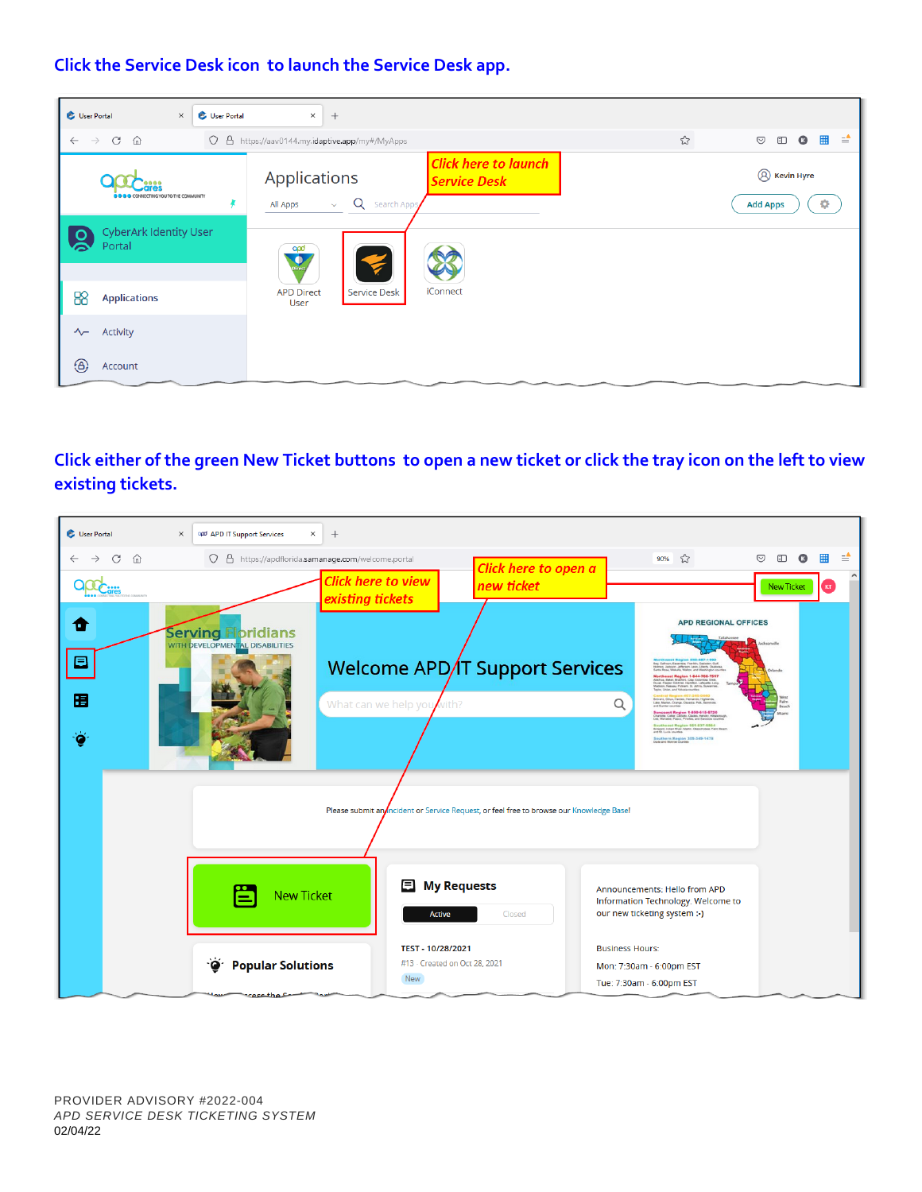**Click the Service Desk icon to launch the Service Desk app.**

**Click either of the green New Ticket buttons to open a new ticket or click the tray icon on the left to view existing tickets.**

PROVIDER ADVISORY #2022-004

*APD SERVICE DESK TICKETING SYSTEM*

02/04/22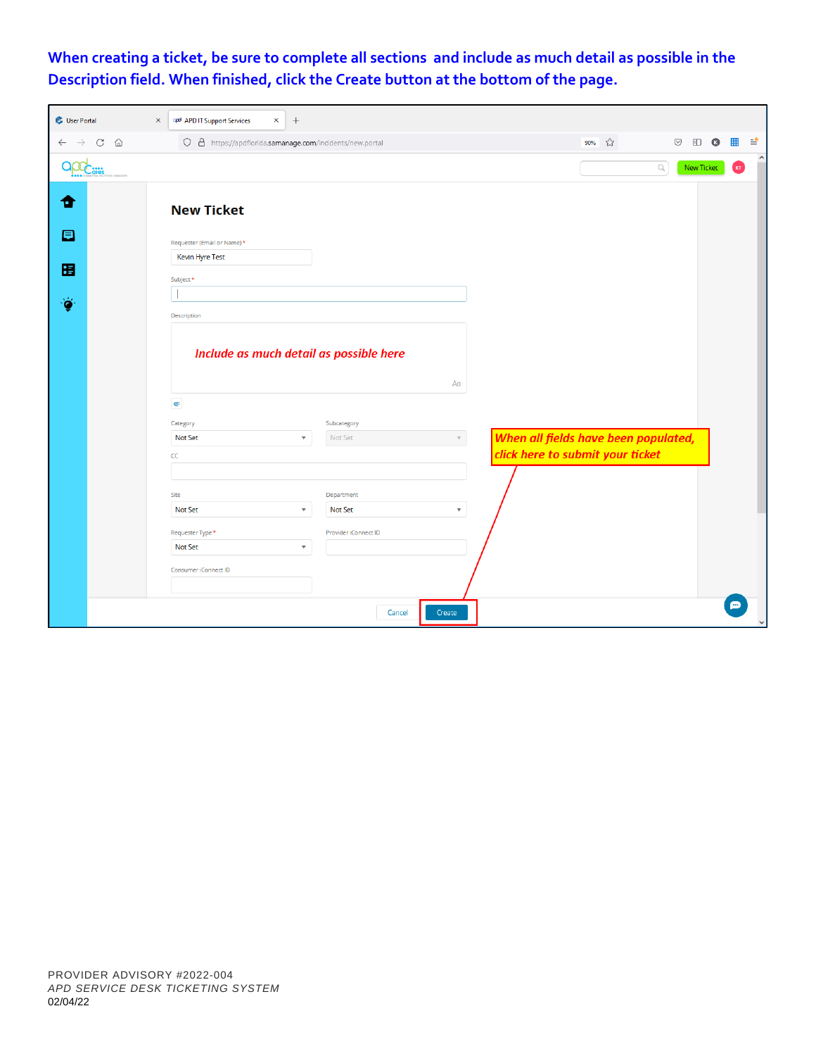**When creating a ticket, be sure to complete all sections and include as much detail as possible in the Description field. When finished, click the Create button at the bottom of the page.**

User Portal

APD IT Support Services

https://apdflorida.samanage.com/incidents/new.portal

New Ticket

## New Ticket

Requester (Email or Name) *

Kevin Hyre Test

Subject *

Description

*Include as much detail as possible here*

Category

Not Set

Subcategory

Not Set

CC

Site

Not Set

Department

Not Set

Requester Type *

Not Set

Provider iConnect ID

Consumer iConnect ID

Cancel

Create

*When all fields have been populated, click here to submit your ticket*